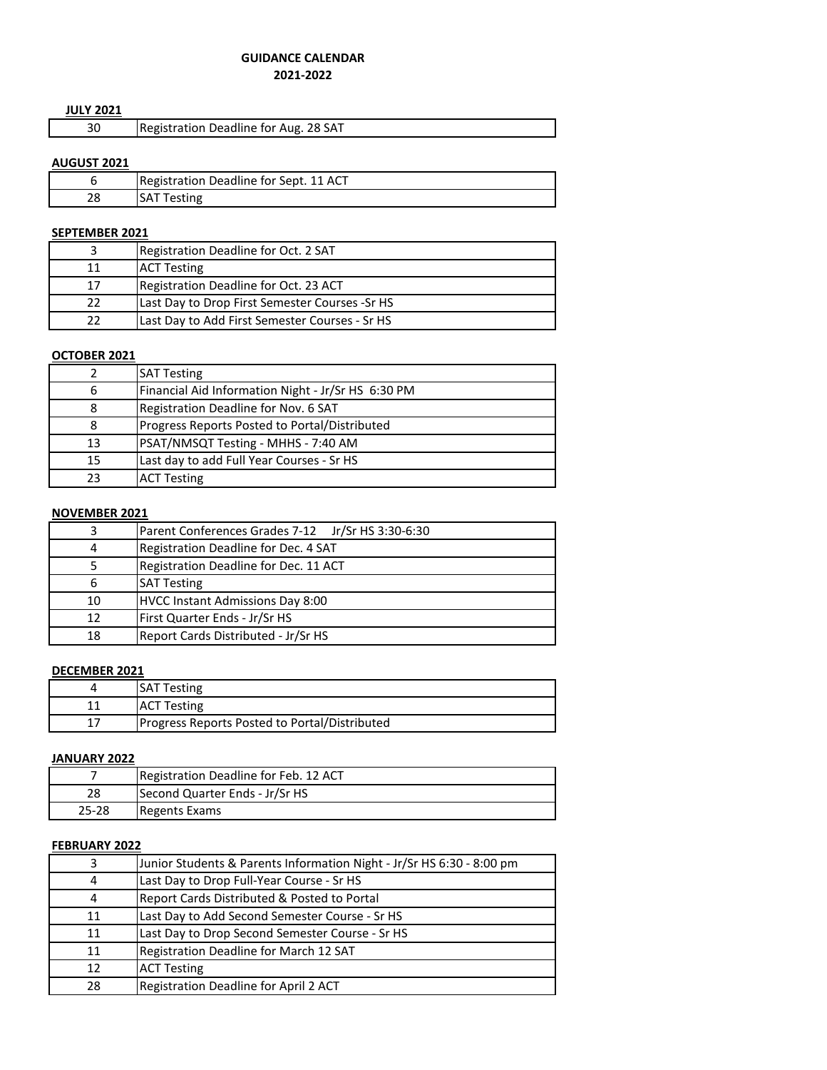# GUIDANCE CALENDAR
## 2021-2022

**JULY 2021**

| | |
|---|---|
| 30 | Registration Deadline for Aug. 28 SAT |

**AUGUST 2021**

| | |
|---|---|
| 6 | Registration Deadline for Sept. 11 ACT |
| 28 | SAT Testing |

**SEPTEMBER 2021**

| | |
|---|---|
| 3 | Registration Deadline for Oct. 2 SAT |
| 11 | ACT Testing |
| 17 | Registration Deadline for Oct. 23 ACT |
| 22 | Last Day to Drop First Semester Courses -Sr HS |
| 22 | Last Day to Add First Semester Courses - Sr HS |

**OCTOBER 2021**

| | |
|---|---|
| 2 | SAT Testing |
| 6 | Financial Aid Information Night - Jr/Sr HS 6:30 PM |
| 8 | Registration Deadline for Nov. 6 SAT |
| 8 | Progress Reports Posted to Portal/Distributed |
| 13 | PSAT/NMSQT Testing - MHHS - 7:40 AM |
| 15 | Last day to add Full Year Courses - Sr HS |
| 23 | ACT Testing |

**NOVEMBER 2021**

| | |
|---|---|
| 3 | Parent Conferences Grades 7-12 Jr/Sr HS 3:30-6:30 |
| 4 | Registration Deadline for Dec. 4 SAT |
| 5 | Registration Deadline for Dec. 11 ACT |
| 6 | SAT Testing |
| 10 | HVCC Instant Admissions Day 8:00 |
| 12 | First Quarter Ends - Jr/Sr HS |
| 18 | Report Cards Distributed - Jr/Sr HS |

**DECEMBER 2021**

| | |
|---|---|
| 4 | SAT Testing |
| 11 | ACT Testing |
| 17 | Progress Reports Posted to Portal/Distributed |

**JANUARY 2022**

| | |
|---|---|
| 7 | Registration Deadline for Feb. 12 ACT |
| 28 | Second Quarter Ends - Jr/Sr HS |
| 25-28 | Regents Exams |

**FEBRUARY 2022**

| | |
|---|---|
| 3 | Junior Students & Parents Information Night - Jr/Sr HS 6:30 - 8:00 pm |
| 4 | Last Day to Drop Full-Year Course - Sr HS |
| 4 | Report Cards Distributed & Posted to Portal |
| 11 | Last Day to Add Second Semester Course - Sr HS |
| 11 | Last Day to Drop Second Semester Course - Sr HS |
| 11 | Registration Deadline for March 12 SAT |
| 12 | ACT Testing |
| 28 | Registration Deadline for April 2 ACT |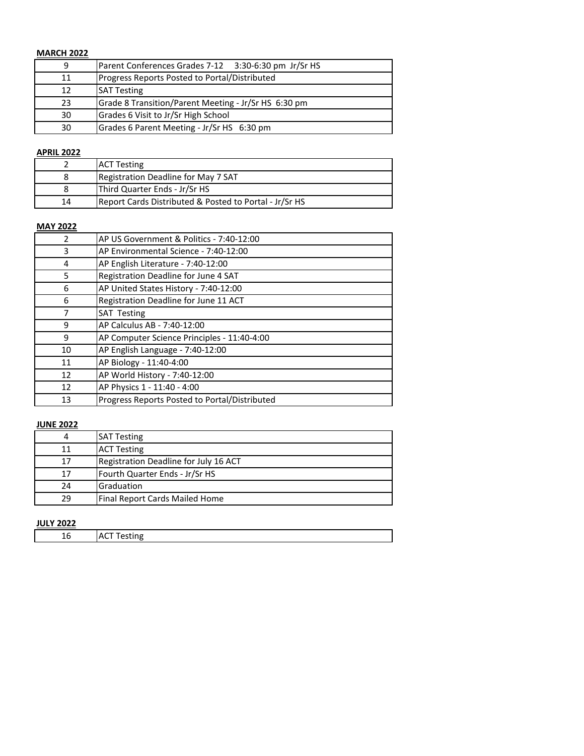**MARCH 2022**

| | |
|---|---|
| 9 | Parent Conferences Grades 7-12    3:30-6:30 pm  Jr/Sr HS |
| 11 | Progress Reports Posted to Portal/Distributed |
| 12 | SAT Testing |
| 23 | Grade 8 Transition/Parent Meeting - Jr/Sr HS  6:30 pm |
| 30 | Grades 6 Visit to Jr/Sr High School |
| 30 | Grades 6 Parent Meeting - Jr/Sr HS   6:30 pm |

**APRIL 2022**

| | |
|---|---|
| 2 | ACT Testing |
| 8 | Registration Deadline for May 7 SAT |
| 8 | Third Quarter Ends - Jr/Sr HS |
| 14 | Report Cards Distributed & Posted to Portal - Jr/Sr HS |

**MAY 2022**

| | |
|---|---|
| 2 | AP US Government & Politics - 7:40-12:00 |
| 3 | AP Environmental Science - 7:40-12:00 |
| 4 | AP English Literature - 7:40-12:00 |
| 5 | Registration Deadline for June 4 SAT |
| 6 | AP United States History - 7:40-12:00 |
| 6 | Registration Deadline for June 11 ACT |
| 7 | SAT  Testing |
| 9 | AP Calculus AB - 7:40-12:00 |
| 9 | AP Computer Science Principles - 11:40-4:00 |
| 10 | AP English Language - 7:40-12:00 |
| 11 | AP Biology - 11:40-4:00 |
| 12 | AP World History - 7:40-12:00 |
| 12 | AP Physics 1 - 11:40 - 4:00 |
| 13 | Progress Reports Posted to Portal/Distributed |

**JUNE 2022**

| | |
|---|---|
| 4 | SAT Testing |
| 11 | ACT Testing |
| 17 | Registration Deadline for July 16 ACT |
| 17 | Fourth Quarter Ends - Jr/Sr HS |
| 24 | Graduation |
| 29 | Final Report Cards Mailed Home |

**JULY 2022**

| | |
|---|---|
| 16 | ACT Testing |